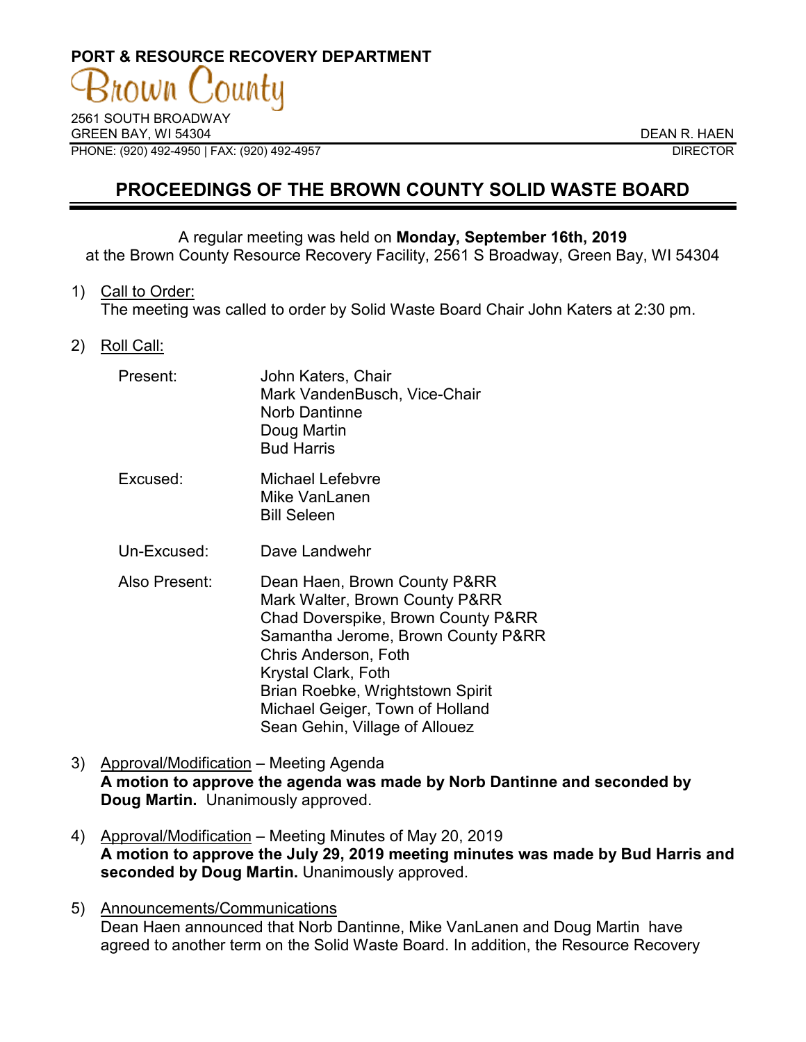**PORT & RESOURCE RECOVERY DEPARTMENT**

Brown County

2561 SOUTH BROADWAY
GREEN BAY, WI 54304
PHONE: (920) 492-4950 | FAX: (920) 492-4957

DEAN R. HAEN
DIRECTOR

# PROCEEDINGS OF THE BROWN COUNTY SOLID WASTE BOARD

A regular meeting was held on **Monday, September 16th, 2019** at the Brown County Resource Recovery Facility, 2561 S Broadway, Green Bay, WI 54304

1) Call to Order:
The meeting was called to order by Solid Waste Board Chair John Katers at 2:30 pm.

2) Roll Call:

| | |
|---|---|
| Present: | John Katers, Chair<br>Mark VandenBusch, Vice-Chair<br>Norb Dantinne<br>Doug Martin<br>Bud Harris |
| Excused: | Michael Lefebvre<br>Mike VanLanen<br>Bill Seleen |
| Un-Excused: | Dave Landwehr |
| Also Present: | Dean Haen, Brown County P&RR<br>Mark Walter, Brown County P&RR<br>Chad Doverspike, Brown County P&RR<br>Samantha Jerome, Brown County P&RR<br>Chris Anderson, Foth<br>Krystal Clark, Foth<br>Brian Roebke, Wrightstown Spirit<br>Michael Geiger, Town of Holland<br>Sean Gehin, Village of Allouez |

3) Approval/Modification – Meeting Agenda
**A motion to approve the agenda was made by Norb Dantinne and seconded by Doug Martin.** Unanimously approved.

4) Approval/Modification – Meeting Minutes of May 20, 2019
**A motion to approve the July 29, 2019 meeting minutes was made by Bud Harris and seconded by Doug Martin.** Unanimously approved.

5) Announcements/Communications
Dean Haen announced that Norb Dantinne, Mike VanLanen and Doug Martin have agreed to another term on the Solid Waste Board. In addition, the Resource Recovery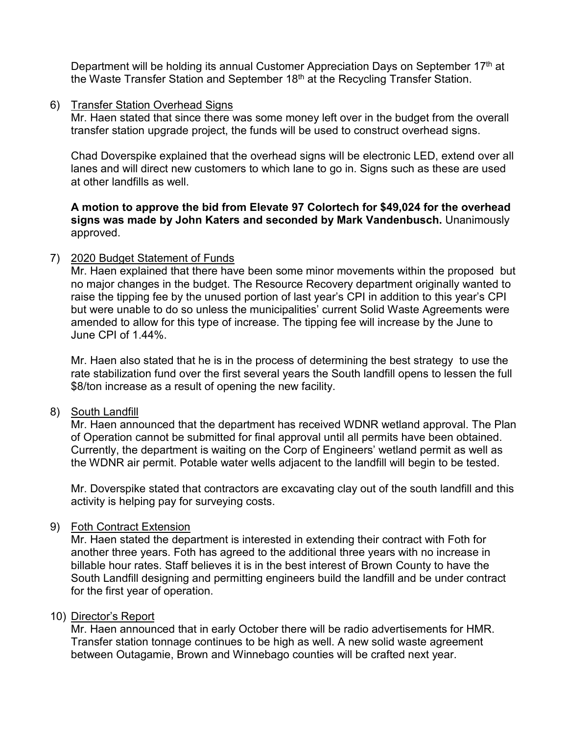Department will be holding its annual Customer Appreciation Days on September 17th at the Waste Transfer Station and September 18th at the Recycling Transfer Station.

6) Transfer Station Overhead Signs

Mr. Haen stated that since there was some money left over in the budget from the overall transfer station upgrade project, the funds will be used to construct overhead signs.

Chad Doverspike explained that the overhead signs will be electronic LED, extend over all lanes and will direct new customers to which lane to go in. Signs such as these are used at other landfills as well.

**A motion to approve the bid from Elevate 97 Colortech for $49,024 for the overhead signs was made by John Katers and seconded by Mark Vandenbusch.** Unanimously approved.

7) 2020 Budget Statement of Funds

Mr. Haen explained that there have been some minor movements within the proposed but no major changes in the budget. The Resource Recovery department originally wanted to raise the tipping fee by the unused portion of last year's CPI in addition to this year's CPI but were unable to do so unless the municipalities' current Solid Waste Agreements were amended to allow for this type of increase. The tipping fee will increase by the June to June CPI of 1.44%.

Mr. Haen also stated that he is in the process of determining the best strategy to use the rate stabilization fund over the first several years the South landfill opens to lessen the full $8/ton increase as a result of opening the new facility.

8) South Landfill

Mr. Haen announced that the department has received WDNR wetland approval. The Plan of Operation cannot be submitted for final approval until all permits have been obtained. Currently, the department is waiting on the Corp of Engineers' wetland permit as well as the WDNR air permit. Potable water wells adjacent to the landfill will begin to be tested.

Mr. Doverspike stated that contractors are excavating clay out of the south landfill and this activity is helping pay for surveying costs.

9) Foth Contract Extension

Mr. Haen stated the department is interested in extending their contract with Foth for another three years. Foth has agreed to the additional three years with no increase in billable hour rates. Staff believes it is in the best interest of Brown County to have the South Landfill designing and permitting engineers build the landfill and be under contract for the first year of operation.

10) Director's Report

Mr. Haen announced that in early October there will be radio advertisements for HMR. Transfer station tonnage continues to be high as well. A new solid waste agreement between Outagamie, Brown and Winnebago counties will be crafted next year.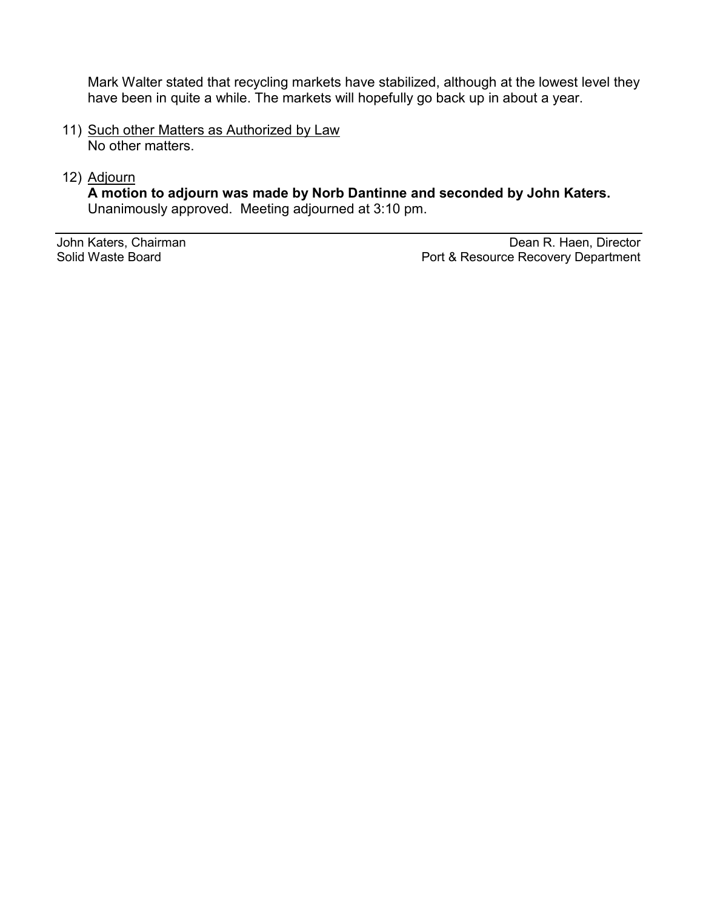Mark Walter stated that recycling markets have stabilized, although at the lowest level they have been in quite a while. The markets will hopefully go back up in about a year.

11) <u>Such other Matters as Authorized by Law</u>
No other matters.

12) <u>Adjourn</u>
**A motion to adjourn was made by Norb Dantinne and seconded by John Katers.** Unanimously approved. Meeting adjourned at 3:10 pm.

---

John Katers, Chairman
Solid Waste Board

Dean R. Haen, Director
Port & Resource Recovery Department